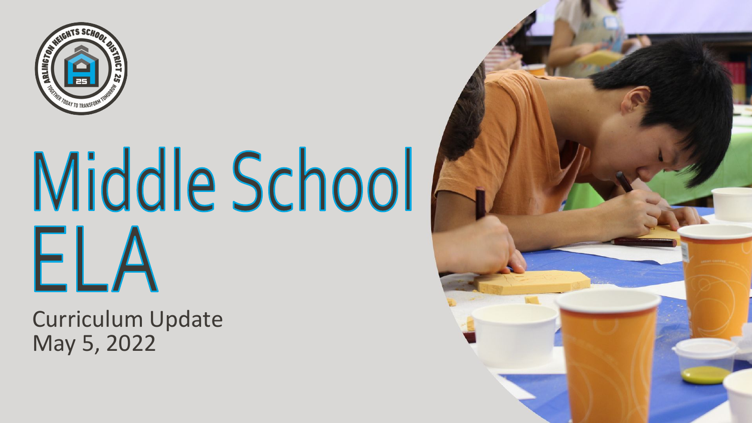# Middle School ELA

Curriculum Update
May 5, 2022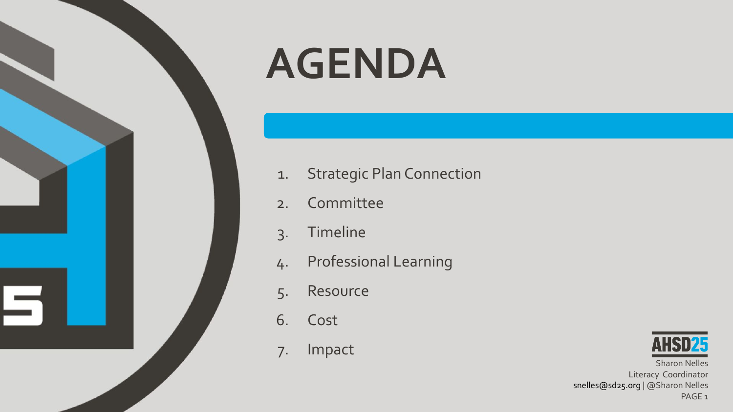# AGENDA

1. Strategic Plan Connection
2. Committee
3. Timeline
4. Professional Learning
5. Resource
6. Cost
7. Impact

AHSD25

Sharon Nelles
Literacy Coordinator
snelles@sd25.org | @Sharon Nelles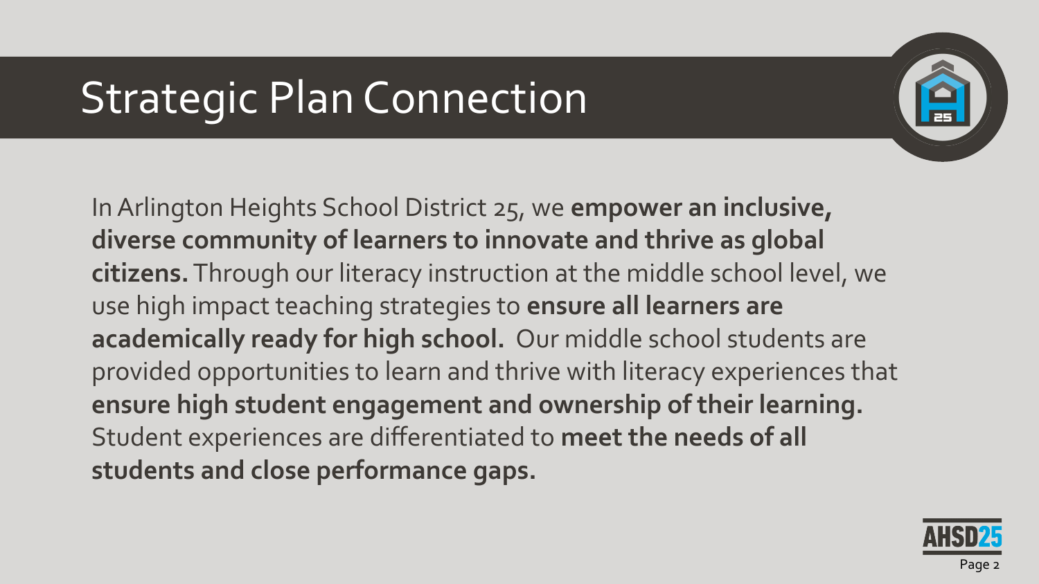# Strategic Plan Connection

In Arlington Heights School District 25, we **empower an inclusive, diverse community of learners to innovate and thrive as global citizens.** Through our literacy instruction at the middle school level, we use high impact teaching strategies to **ensure all learners are academically ready for high school.** Our middle school students are provided opportunities to learn and thrive with literacy experiences that **ensure high student engagement and ownership of their learning.** Student experiences are differentiated to **meet the needs of all students and close performance gaps.**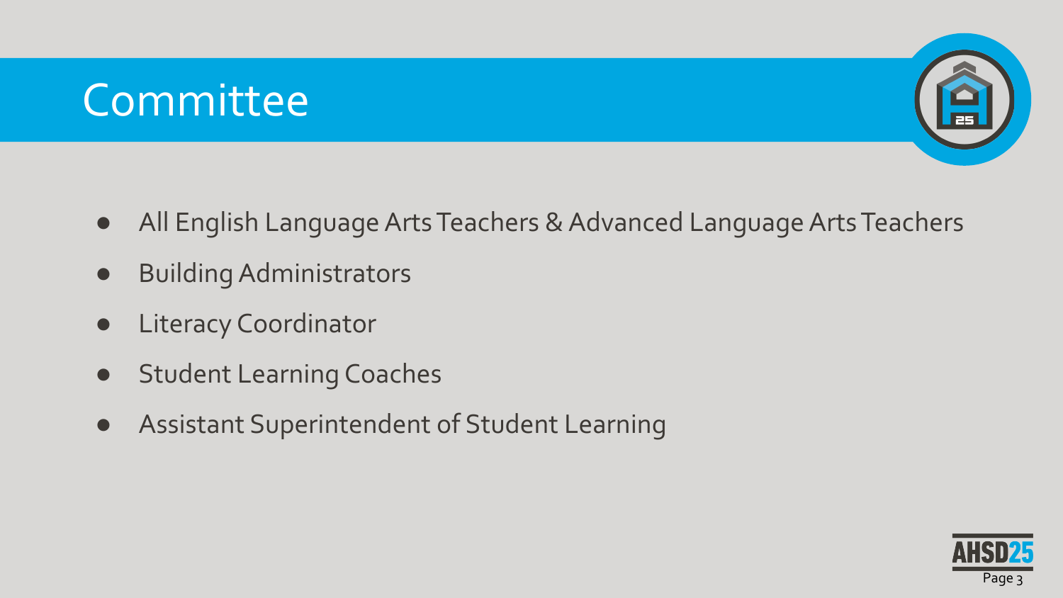# Committee

- All English Language Arts Teachers & Advanced Language Arts Teachers
- Building Administrators
- Literacy Coordinator
- Student Learning Coaches
- Assistant Superintendent of Student Learning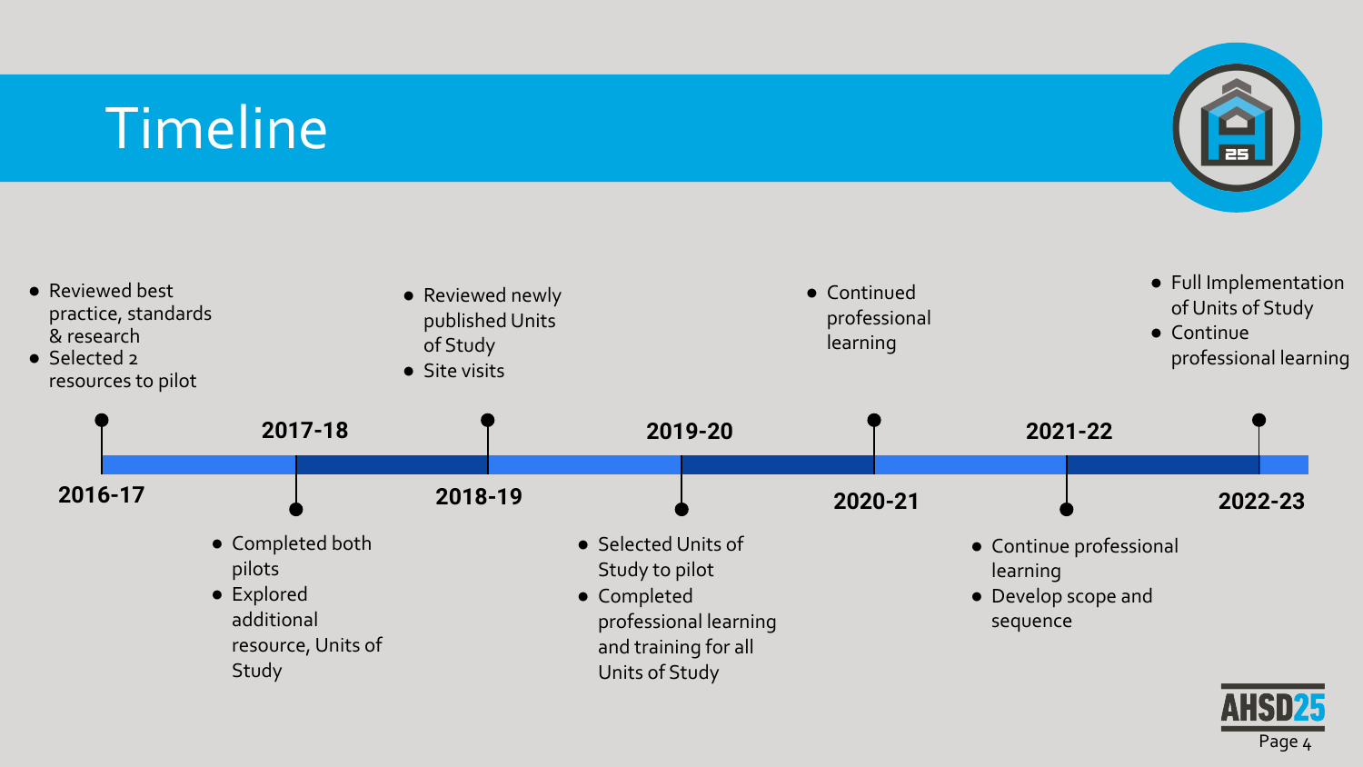# Timeline

**2016-17**
- Reviewed best practice, standards & research
- Selected 2 resources to pilot

**2017-18**
- Completed both pilots
- Explored additional resource, Units of Study

**2018-19**
- Reviewed newly published Units of Study
- Site visits

**2019-20**
- Selected Units of Study to pilot
- Completed professional learning and training for all Units of Study

**2020-21**
- Continued professional learning

**2021-22**
- Continue professional learning
- Develop scope and sequence

**2022-23**
- Full Implementation of Units of Study
- Continue professional learning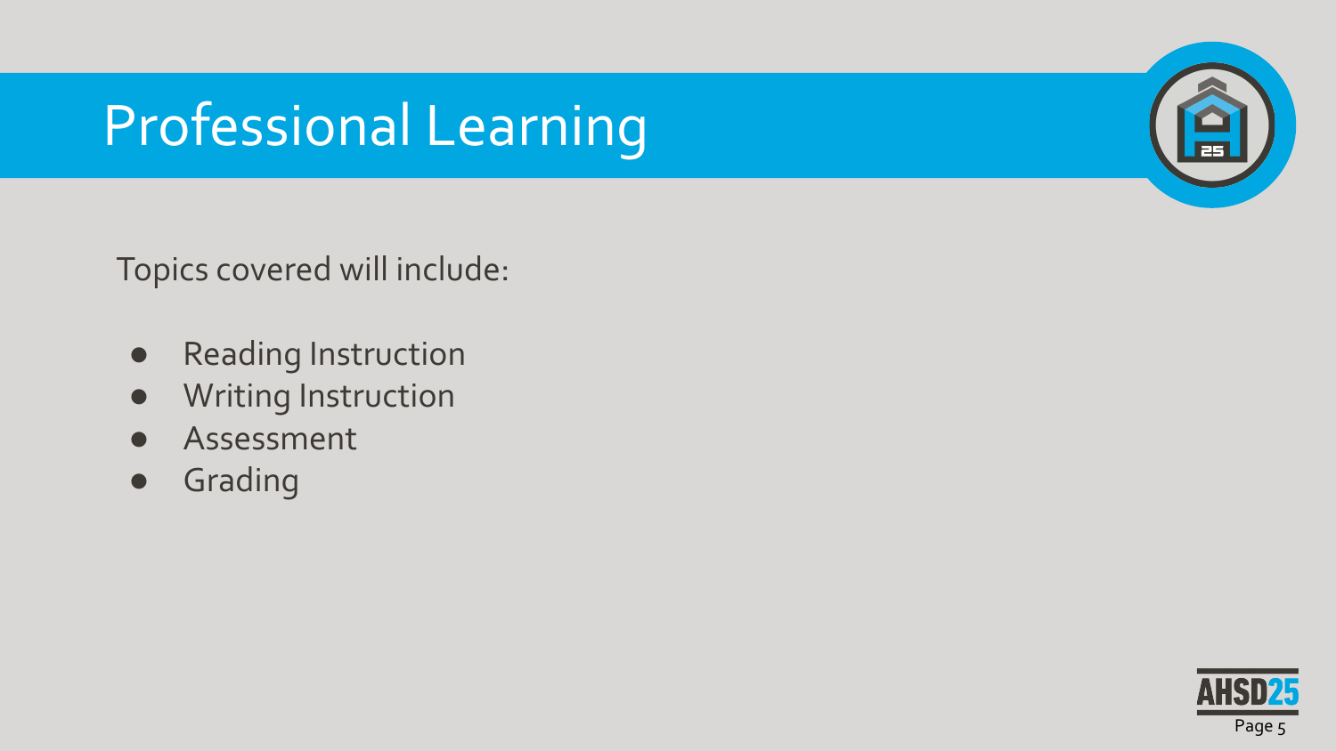# Professional Learning

Topics covered will include:

- Reading Instruction
- Writing Instruction
- Assessment
- Grading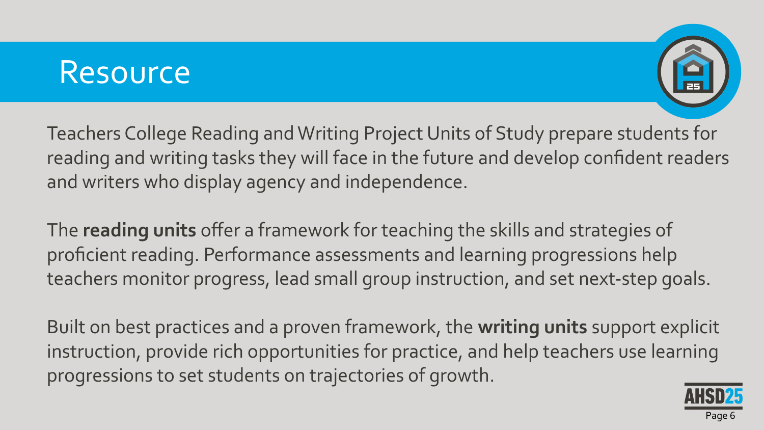# Resource

Teachers College Reading and Writing Project Units of Study prepare students for reading and writing tasks they will face in the future and develop confident readers and writers who display agency and independence.

The **reading units** offer a framework for teaching the skills and strategies of proficient reading. Performance assessments and learning progressions help teachers monitor progress, lead small group instruction, and set next-step goals.

Built on best practices and a proven framework, the **writing units** support explicit instruction, provide rich opportunities for practice, and help teachers use learning progressions to set students on trajectories of growth.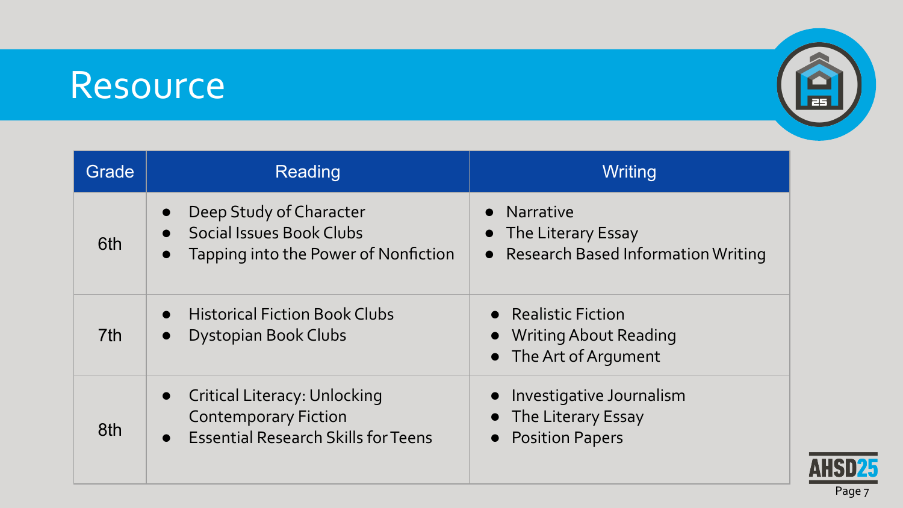# Resource

| Grade | Reading | Writing |
| --- | --- | --- |
| 6th | • Deep Study of Character<br>• Social Issues Book Clubs<br>• Tapping into the Power of Nonfiction | • Narrative<br>• The Literary Essay<br>• Research Based Information Writing |
| 7th | • Historical Fiction Book Clubs<br>• Dystopian Book Clubs | • Realistic Fiction<br>• Writing About Reading<br>• The Art of Argument |
| 8th | • Critical Literacy: Unlocking Contemporary Fiction<br>• Essential Research Skills for Teens | • Investigative Journalism<br>• The Literary Essay<br>• Position Papers |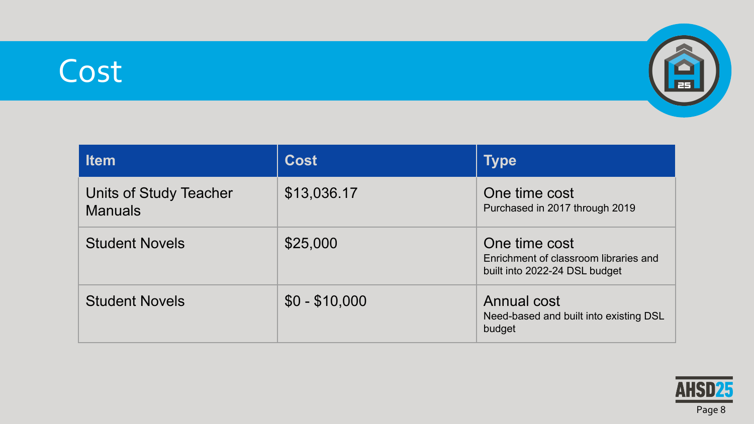# Cost

| Item | Cost | Type |
| --- | --- | --- |
| Units of Study Teacher Manuals | $13,036.17 | One time cost<br>Purchased in 2017 through 2019 |
| Student Novels | $25,000 | One time cost<br>Enrichment of classroom libraries and built into 2022-24 DSL budget |
| Student Novels | $0 - $10,000 | Annual cost<br>Need-based and built into existing DSL budget |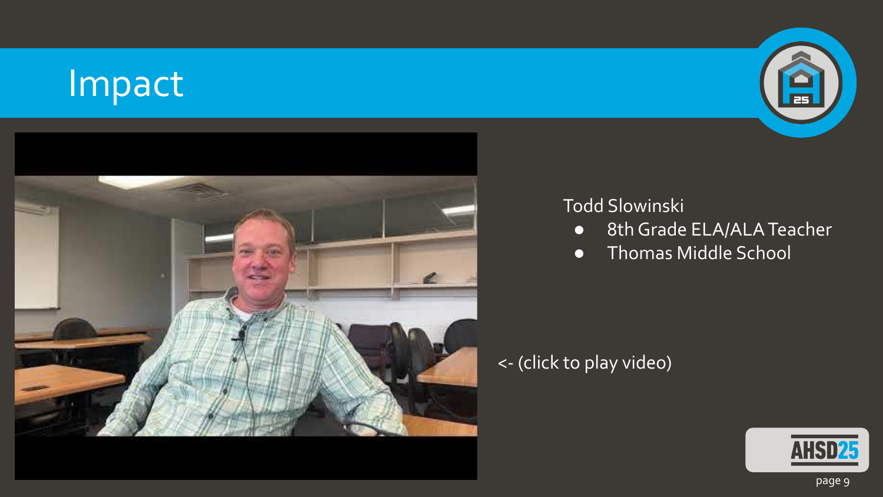# Impact

Todd Slowinski

- 8th Grade ELA/ALA Teacher
- Thomas Middle School

<- (click to play video)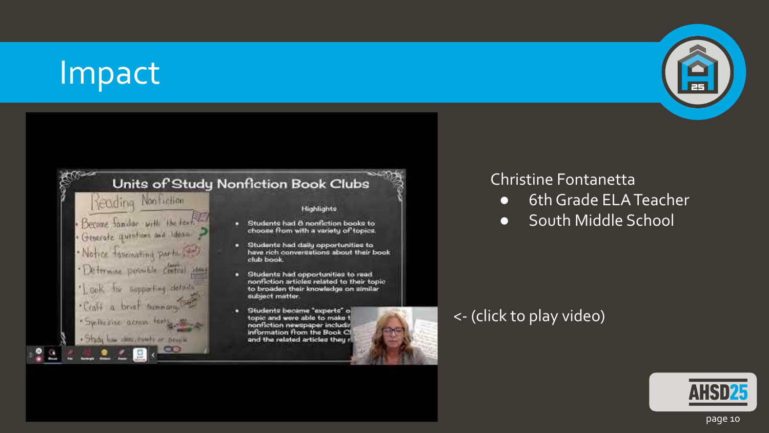# Impact

Christine Fontanetta

- 6th Grade ELA Teacher
- South Middle School

<- (click to play video)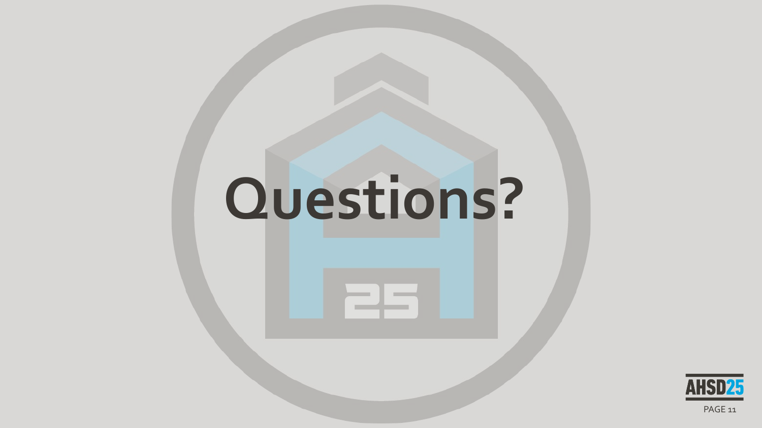# Questions?